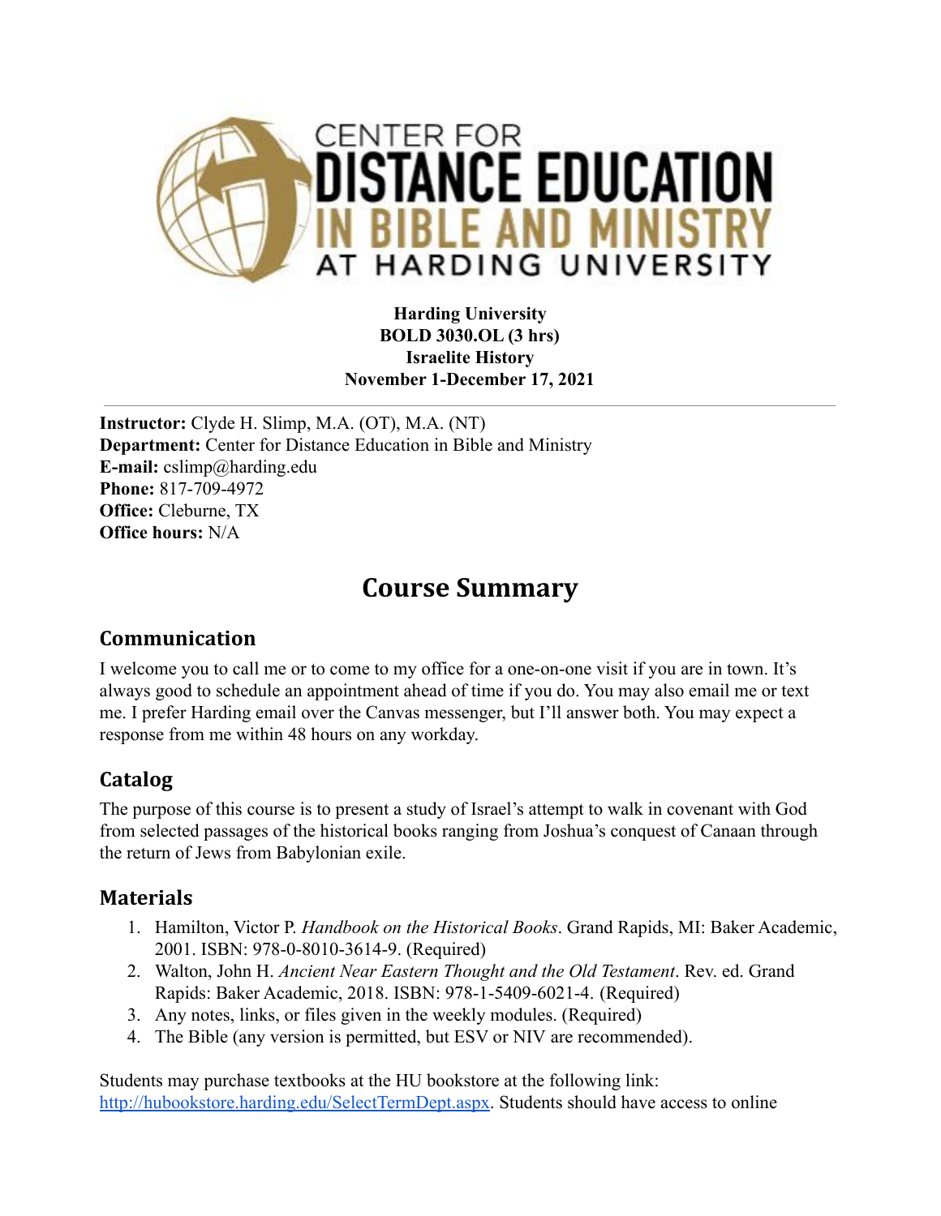**Harding University**
**BOLD 3030.OL (3 hrs)**
**Israelite History**
**November 1-December 17, 2021**

---

**Instructor:** Clyde H. Slimp, M.A. (OT), M.A. (NT)
**Department:** Center for Distance Education in Bible and Ministry
**E-mail:** cslimp@harding.edu
**Phone:** 817-709-4972
**Office:** Cleburne, TX
**Office hours:** N/A

# Course Summary

## Communication

I welcome you to call me or to come to my office for a one-on-one visit if you are in town. It's always good to schedule an appointment ahead of time if you do. You may also email me or text me. I prefer Harding email over the Canvas messenger, but I'll answer both. You may expect a response from me within 48 hours on any workday.

## Catalog

The purpose of this course is to present a study of Israel's attempt to walk in covenant with God from selected passages of the historical books ranging from Joshua's conquest of Canaan through the return of Jews from Babylonian exile.

## Materials

1. Hamilton, Victor P. *Handbook on the Historical Books*. Grand Rapids, MI: Baker Academic, 2001. ISBN: 978-0-8010-3614-9. (Required)
2. Walton, John H. *Ancient Near Eastern Thought and the Old Testament*. Rev. ed. Grand Rapids: Baker Academic, 2018. ISBN: 978-1-5409-6021-4. (Required)
3. Any notes, links, or files given in the weekly modules. (Required)
4. The Bible (any version is permitted, but ESV or NIV are recommended).

Students may purchase textbooks at the HU bookstore at the following link: [http://hubookstore.harding.edu/SelectTermDept.aspx](http://hubookstore.harding.edu/SelectTermDept.aspx). Students should have access to online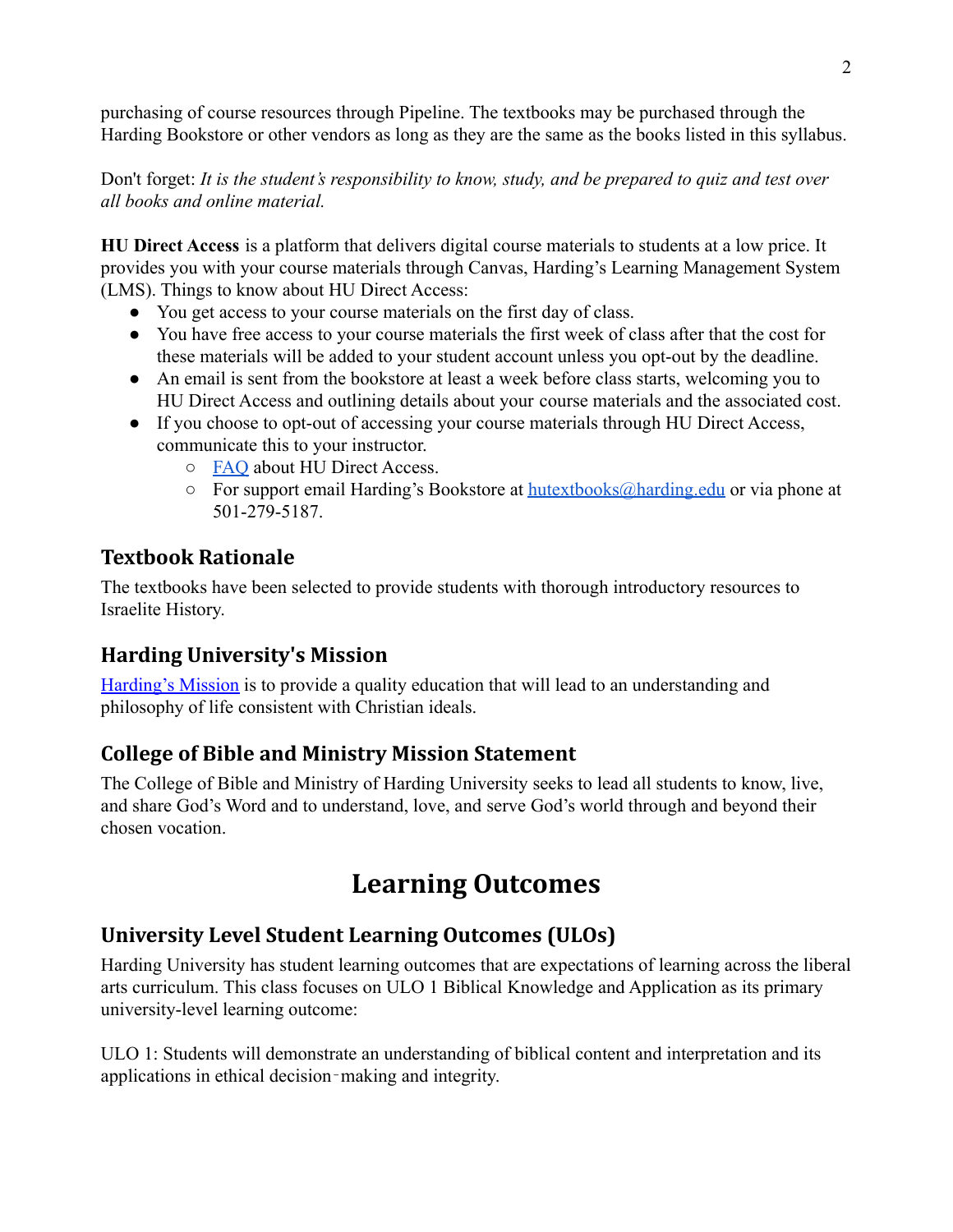purchasing of course resources through Pipeline. The textbooks may be purchased through the Harding Bookstore or other vendors as long as they are the same as the books listed in this syllabus.

Don't forget: *It is the student's responsibility to know, study, and be prepared to quiz and test over all books and online material.*

**HU Direct Access** is a platform that delivers digital course materials to students at a low price. It provides you with your course materials through Canvas, Harding's Learning Management System (LMS). Things to know about HU Direct Access:

- You get access to your course materials on the first day of class.
- You have free access to your course materials the first week of class after that the cost for these materials will be added to your student account unless you opt-out by the deadline.
- An email is sent from the bookstore at least a week before class starts, welcoming you to HU Direct Access and outlining details about your course materials and the associated cost.
- If you choose to opt-out of accessing your course materials through HU Direct Access, communicate this to your instructor.
    - FAQ about HU Direct Access.
    - For support email Harding's Bookstore at hutextbooks@harding.edu or via phone at 501-279-5187.

## Textbook Rationale

The textbooks have been selected to provide students with thorough introductory resources to Israelite History.

## Harding University's Mission

Harding's Mission is to provide a quality education that will lead to an understanding and philosophy of life consistent with Christian ideals.

## College of Bible and Ministry Mission Statement

The College of Bible and Ministry of Harding University seeks to lead all students to know, live, and share God's Word and to understand, love, and serve God's world through and beyond their chosen vocation.

# Learning Outcomes

## University Level Student Learning Outcomes (ULOs)

Harding University has student learning outcomes that are expectations of learning across the liberal arts curriculum. This class focuses on ULO 1 Biblical Knowledge and Application as its primary university-level learning outcome:

ULO 1: Students will demonstrate an understanding of biblical content and interpretation and its applications in ethical decision-making and integrity.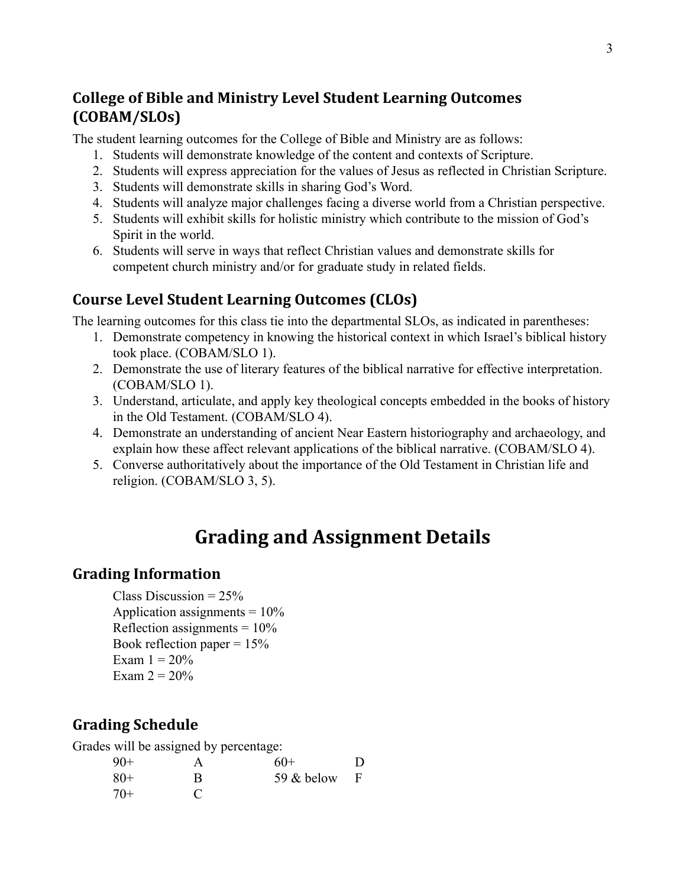## College of Bible and Ministry Level Student Learning Outcomes (COBAM/SLOs)

The student learning outcomes for the College of Bible and Ministry are as follows:

1. Students will demonstrate knowledge of the content and contexts of Scripture.
2. Students will express appreciation for the values of Jesus as reflected in Christian Scripture.
3. Students will demonstrate skills in sharing God's Word.
4. Students will analyze major challenges facing a diverse world from a Christian perspective.
5. Students will exhibit skills for holistic ministry which contribute to the mission of God's Spirit in the world.
6. Students will serve in ways that reflect Christian values and demonstrate skills for competent church ministry and/or for graduate study in related fields.

## Course Level Student Learning Outcomes (CLOs)

The learning outcomes for this class tie into the departmental SLOs, as indicated in parentheses:

1. Demonstrate competency in knowing the historical context in which Israel's biblical history took place. (COBAM/SLO 1).
2. Demonstrate the use of literary features of the biblical narrative for effective interpretation. (COBAM/SLO 1).
3. Understand, articulate, and apply key theological concepts embedded in the books of history in the Old Testament. (COBAM/SLO 4).
4. Demonstrate an understanding of ancient Near Eastern historiography and archaeology, and explain how these affect relevant applications of the biblical narrative. (COBAM/SLO 4).
5. Converse authoritatively about the importance of the Old Testament in Christian life and religion. (COBAM/SLO 3, 5).

# Grading and Assignment Details

## Grading Information

Class Discussion = 25%
Application assignments = 10%
Reflection assignments = 10%
Book reflection paper = 15%
Exam 1 = 20%
Exam 2 = 20%

## Grading Schedule

Grades will be assigned by percentage:

| | | | |
|---|---|---|---|
| 90+ | A | 60+ | D |
| 80+ | B | 59 & below | F |
| 70+ | C | | |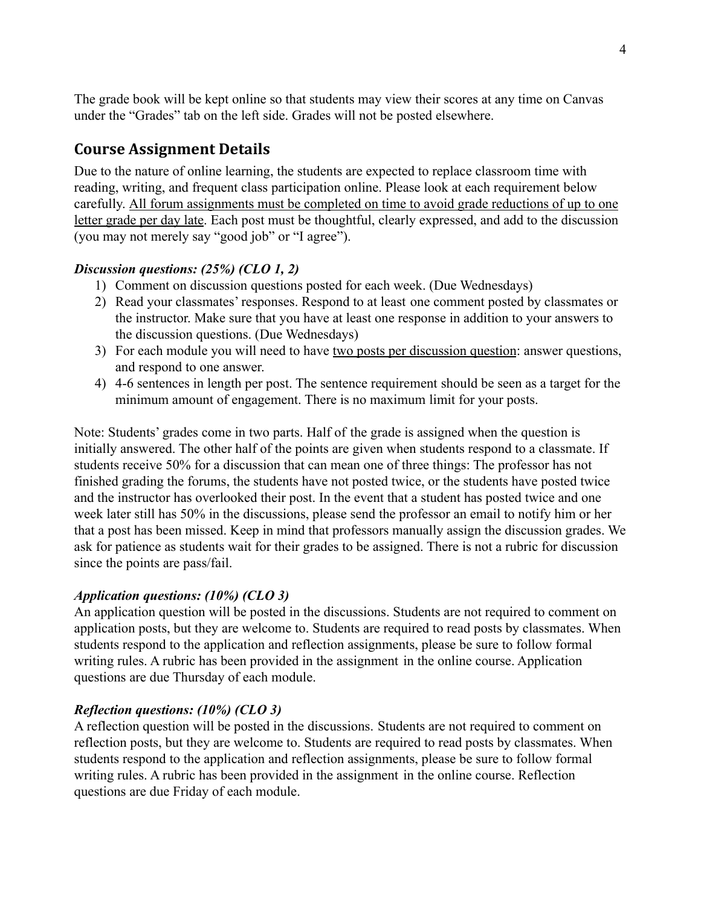The grade book will be kept online so that students may view their scores at any time on Canvas under the "Grades" tab on the left side. Grades will not be posted elsewhere.

## Course Assignment Details

Due to the nature of online learning, the students are expected to replace classroom time with reading, writing, and frequent class participation online. Please look at each requirement below carefully. <u>All forum assignments must be completed on time to avoid grade reductions of up to one letter grade per day late</u>. Each post must be thoughtful, clearly expressed, and add to the discussion (you may not merely say "good job" or "I agree").

### *Discussion questions: (25%) (CLO 1, 2)*

1) Comment on discussion questions posted for each week. (Due Wednesdays)
2) Read your classmates' responses. Respond to at least one comment posted by classmates or the instructor. Make sure that you have at least one response in addition to your answers to the discussion questions. (Due Wednesdays)
3) For each module you will need to have <u>two posts per discussion question</u>: answer questions, and respond to one answer.
4) 4-6 sentences in length per post. The sentence requirement should be seen as a target for the minimum amount of engagement. There is no maximum limit for your posts.

Note: Students' grades come in two parts. Half of the grade is assigned when the question is initially answered. The other half of the points are given when students respond to a classmate. If students receive 50% for a discussion that can mean one of three things: The professor has not finished grading the forums, the students have not posted twice, or the students have posted twice and the instructor has overlooked their post. In the event that a student has posted twice and one week later still has 50% in the discussions, please send the professor an email to notify him or her that a post has been missed. Keep in mind that professors manually assign the discussion grades. We ask for patience as students wait for their grades to be assigned. There is not a rubric for discussion since the points are pass/fail.

### *Application questions: (10%) (CLO 3)*

An application question will be posted in the discussions. Students are not required to comment on application posts, but they are welcome to. Students are required to read posts by classmates. When students respond to the application and reflection assignments, please be sure to follow formal writing rules. A rubric has been provided in the assignment in the online course. Application questions are due Thursday of each module.

### *Reflection questions: (10%) (CLO 3)*

A reflection question will be posted in the discussions. Students are not required to comment on reflection posts, but they are welcome to. Students are required to read posts by classmates. When students respond to the application and reflection assignments, please be sure to follow formal writing rules. A rubric has been provided in the assignment in the online course. Reflection questions are due Friday of each module.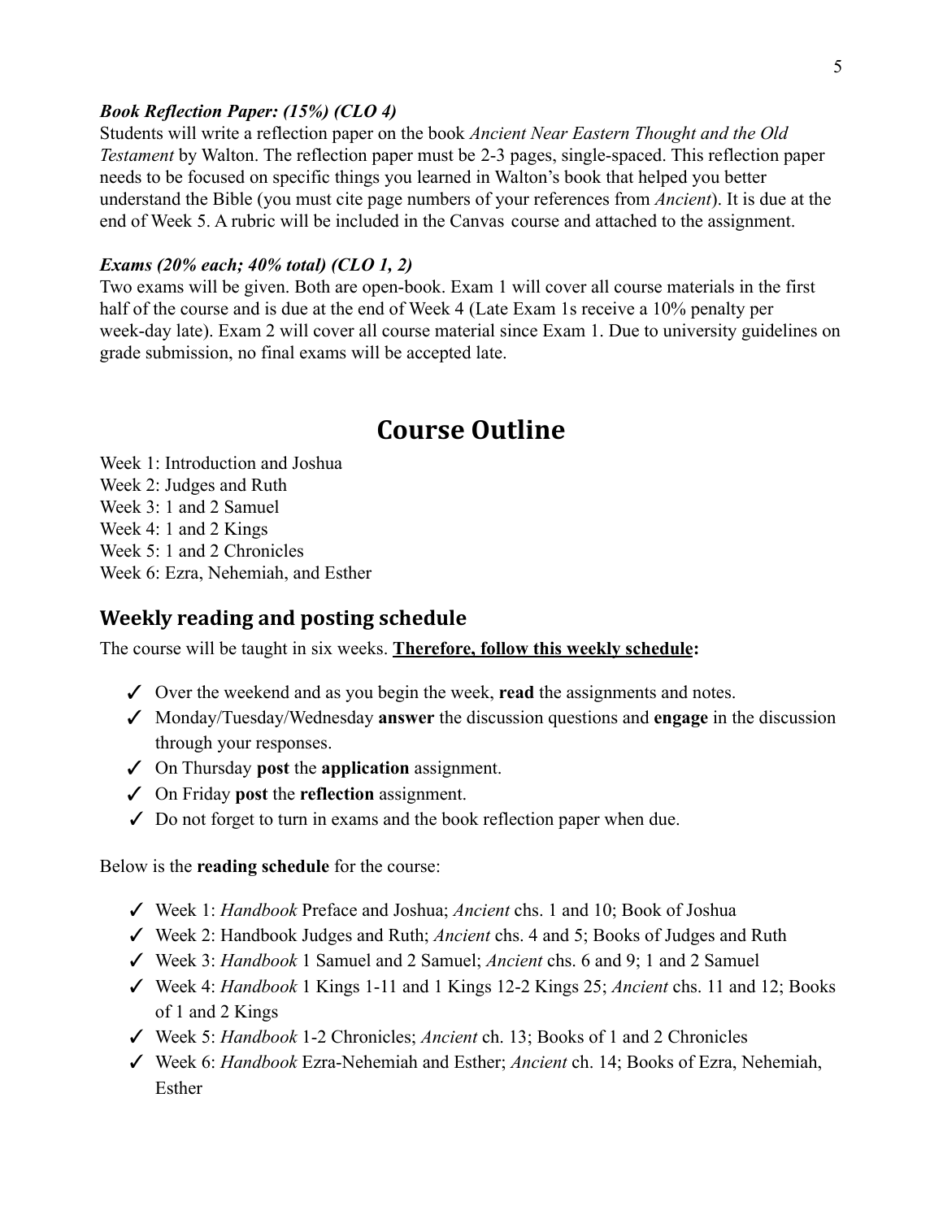***Book Reflection Paper: (15%) (CLO 4)***

Students will write a reflection paper on the book *Ancient Near Eastern Thought and the Old Testament* by Walton. The reflection paper must be 2-3 pages, single-spaced. This reflection paper needs to be focused on specific things you learned in Walton's book that helped you better understand the Bible (you must cite page numbers of your references from *Ancient*). It is due at the end of Week 5. A rubric will be included in the Canvas course and attached to the assignment.

***Exams (20% each; 40% total) (CLO 1, 2)***

Two exams will be given. Both are open-book. Exam 1 will cover all course materials in the first half of the course and is due at the end of Week 4 (Late Exam 1s receive a 10% penalty per week-day late). Exam 2 will cover all course material since Exam 1. Due to university guidelines on grade submission, no final exams will be accepted late.

# Course Outline

Week 1: Introduction and Joshua
Week 2: Judges and Ruth
Week 3: 1 and 2 Samuel
Week 4: 1 and 2 Kings
Week 5: 1 and 2 Chronicles
Week 6: Ezra, Nehemiah, and Esther

## Weekly reading and posting schedule

The course will be taught in six weeks. **Therefore, follow this weekly schedule:**

- ✓ Over the weekend and as you begin the week, **read** the assignments and notes.
- ✓ Monday/Tuesday/Wednesday **answer** the discussion questions and **engage** in the discussion through your responses.
- ✓ On Thursday **post** the **application** assignment.
- ✓ On Friday **post** the **reflection** assignment.
- ✓ Do not forget to turn in exams and the book reflection paper when due.

Below is the **reading schedule** for the course:

- ✓ Week 1: *Handbook* Preface and Joshua; *Ancient* chs. 1 and 10; Book of Joshua
- ✓ Week 2: Handbook Judges and Ruth; *Ancient* chs. 4 and 5; Books of Judges and Ruth
- ✓ Week 3: *Handbook* 1 Samuel and 2 Samuel; *Ancient* chs. 6 and 9; 1 and 2 Samuel
- ✓ Week 4: *Handbook* 1 Kings 1-11 and 1 Kings 12-2 Kings 25; *Ancient* chs. 11 and 12; Books of 1 and 2 Kings
- ✓ Week 5: *Handbook* 1-2 Chronicles; *Ancient* ch. 13; Books of 1 and 2 Chronicles
- ✓ Week 6: *Handbook* Ezra-Nehemiah and Esther; *Ancient* ch. 14; Books of Ezra, Nehemiah, Esther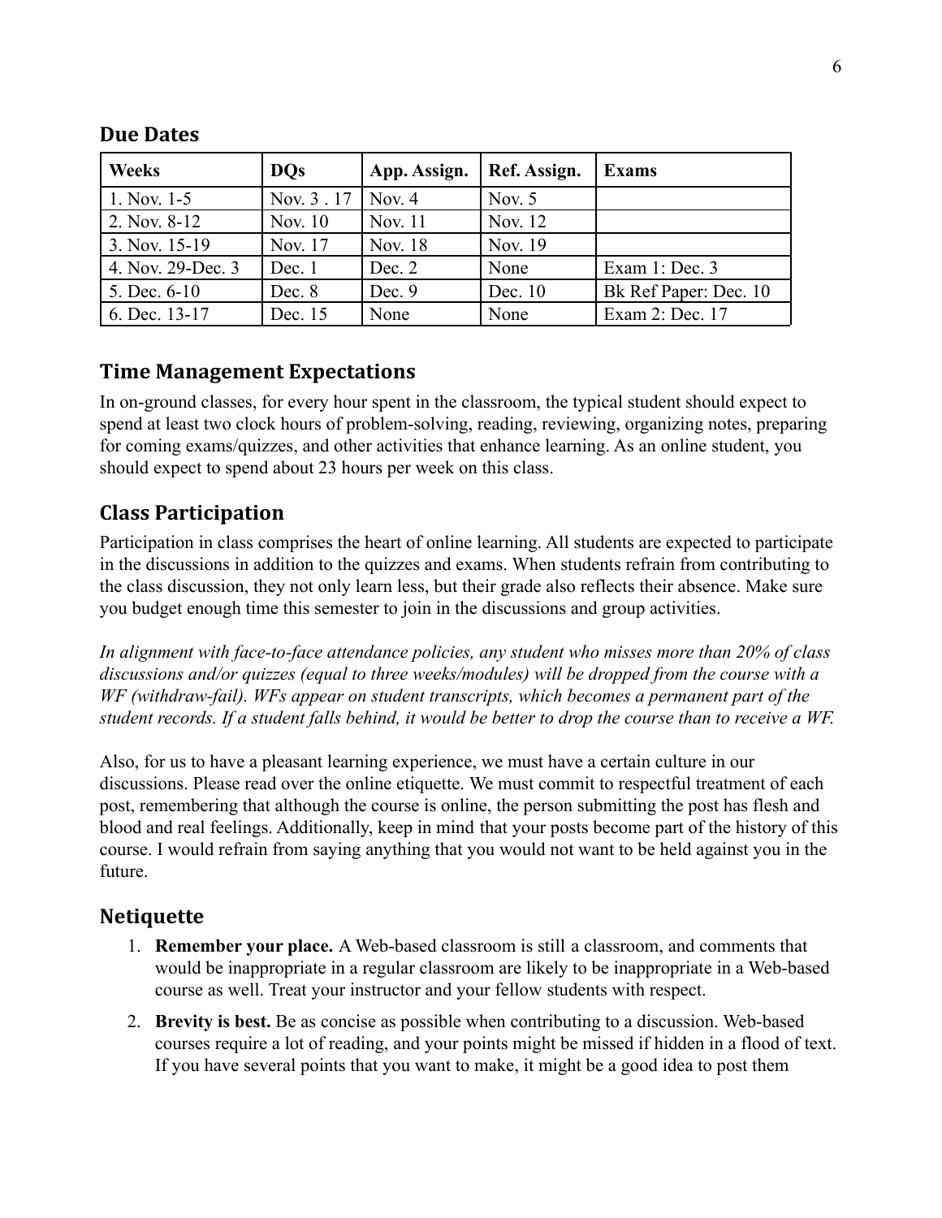## Due Dates

| Weeks | DQs | App. Assign. | Ref. Assign. | Exams |
|---|---|---|---|---|
| 1. Nov. 1-5 | Nov. 3 . 17 | Nov. 4 | Nov. 5 | |
| 2. Nov. 8-12 | Nov. 10 | Nov. 11 | Nov. 12 | |
| 3. Nov. 15-19 | Nov. 17 | Nov. 18 | Nov. 19 | |
| 4. Nov. 29-Dec. 3 | Dec. 1 | Dec. 2 | None | Exam 1: Dec. 3 |
| 5. Dec. 6-10 | Dec. 8 | Dec. 9 | Dec. 10 | Bk Ref Paper: Dec. 10 |
| 6. Dec. 13-17 | Dec. 15 | None | None | Exam 2: Dec. 17 |

## Time Management Expectations

In on-ground classes, for every hour spent in the classroom, the typical student should expect to spend at least two clock hours of problem-solving, reading, reviewing, organizing notes, preparing for coming exams/quizzes, and other activities that enhance learning. As an online student, you should expect to spend about 23 hours per week on this class.

## Class Participation

Participation in class comprises the heart of online learning. All students are expected to participate in the discussions in addition to the quizzes and exams. When students refrain from contributing to the class discussion, they not only learn less, but their grade also reflects their absence. Make sure you budget enough time this semester to join in the discussions and group activities.

*In alignment with face-to-face attendance policies, any student who misses more than 20% of class discussions and/or quizzes (equal to three weeks/modules) will be dropped from the course with a WF (withdraw-fail). WFs appear on student transcripts, which becomes a permanent part of the student records. If a student falls behind, it would be better to drop the course than to receive a WF.*

Also, for us to have a pleasant learning experience, we must have a certain culture in our discussions. Please read over the online etiquette. We must commit to respectful treatment of each post, remembering that although the course is online, the person submitting the post has flesh and blood and real feelings. Additionally, keep in mind that your posts become part of the history of this course. I would refrain from saying anything that you would not want to be held against you in the future.

## Netiquette

1. **Remember your place.** A Web-based classroom is still a classroom, and comments that would be inappropriate in a regular classroom are likely to be inappropriate in a Web-based course as well. Treat your instructor and your fellow students with respect.
2. **Brevity is best.** Be as concise as possible when contributing to a discussion. Web-based courses require a lot of reading, and your points might be missed if hidden in a flood of text. If you have several points that you want to make, it might be a good idea to post them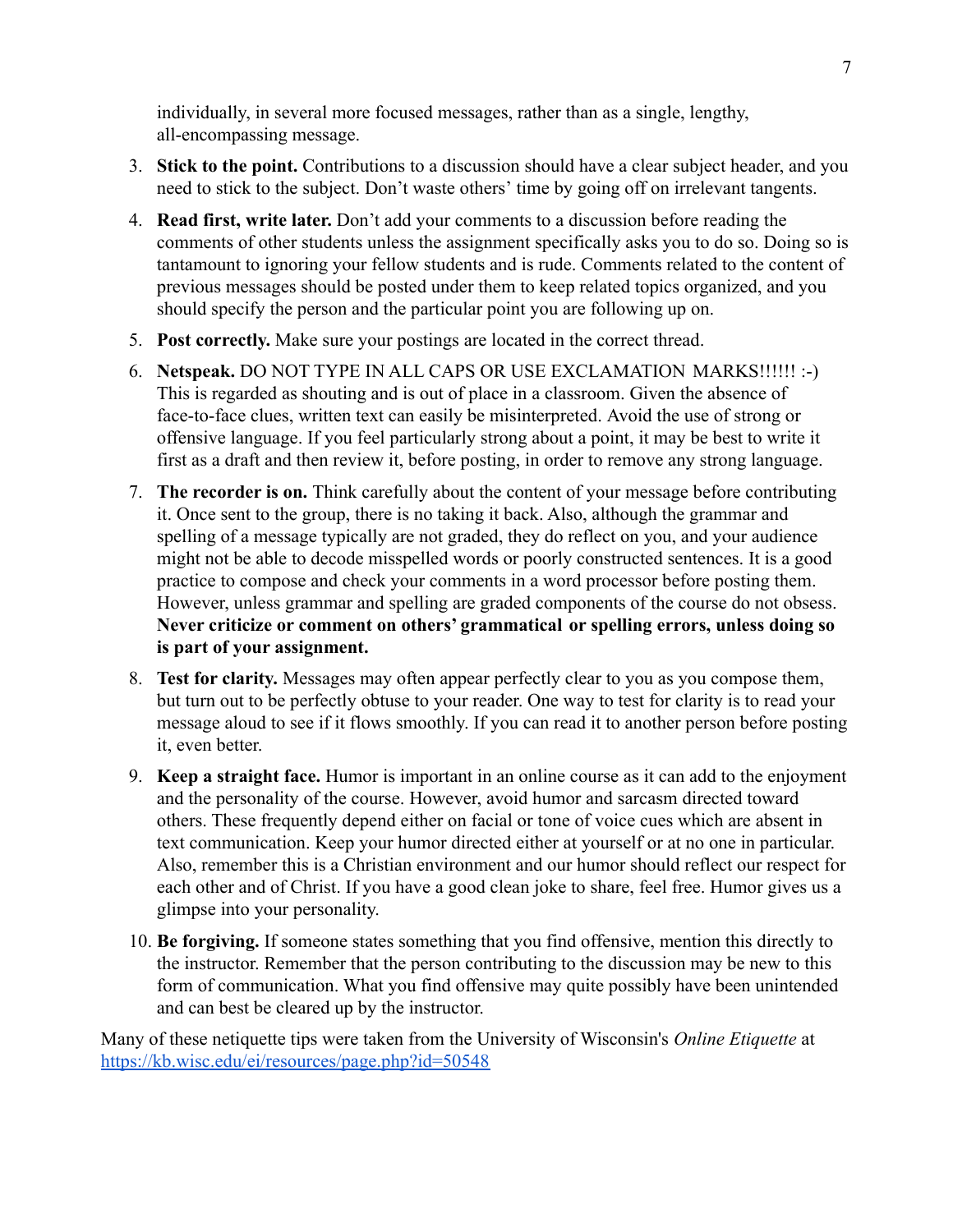individually, in several more focused messages, rather than as a single, lengthy, all-encompassing message.

3. **Stick to the point.** Contributions to a discussion should have a clear subject header, and you need to stick to the subject. Don't waste others' time by going off on irrelevant tangents.
4. **Read first, write later.** Don't add your comments to a discussion before reading the comments of other students unless the assignment specifically asks you to do so. Doing so is tantamount to ignoring your fellow students and is rude. Comments related to the content of previous messages should be posted under them to keep related topics organized, and you should specify the person and the particular point you are following up on.
5. **Post correctly.** Make sure your postings are located in the correct thread.
6. **Netspeak.** DO NOT TYPE IN ALL CAPS OR USE EXCLAMATION MARKS!!!!!! :-) This is regarded as shouting and is out of place in a classroom. Given the absence of face-to-face clues, written text can easily be misinterpreted. Avoid the use of strong or offensive language. If you feel particularly strong about a point, it may be best to write it first as a draft and then review it, before posting, in order to remove any strong language.
7. **The recorder is on.** Think carefully about the content of your message before contributing it. Once sent to the group, there is no taking it back. Also, although the grammar and spelling of a message typically are not graded, they do reflect on you, and your audience might not be able to decode misspelled words or poorly constructed sentences. It is a good practice to compose and check your comments in a word processor before posting them. However, unless grammar and spelling are graded components of the course do not obsess. **Never criticize or comment on others' grammatical or spelling errors, unless doing so is part of your assignment.**
8. **Test for clarity.** Messages may often appear perfectly clear to you as you compose them, but turn out to be perfectly obtuse to your reader. One way to test for clarity is to read your message aloud to see if it flows smoothly. If you can read it to another person before posting it, even better.
9. **Keep a straight face.** Humor is important in an online course as it can add to the enjoyment and the personality of the course. However, avoid humor and sarcasm directed toward others. These frequently depend either on facial or tone of voice cues which are absent in text communication. Keep your humor directed either at yourself or at no one in particular. Also, remember this is a Christian environment and our humor should reflect our respect for each other and of Christ. If you have a good clean joke to share, feel free. Humor gives us a glimpse into your personality.
10. **Be forgiving.** If someone states something that you find offensive, mention this directly to the instructor. Remember that the person contributing to the discussion may be new to this form of communication. What you find offensive may quite possibly have been unintended and can best be cleared up by the instructor.

Many of these netiquette tips were taken from the University of Wisconsin's *Online Etiquette* at [https://kb.wisc.edu/ei/resources/page.php?id=50548](https://kb.wisc.edu/ei/resources/page.php?id=50548)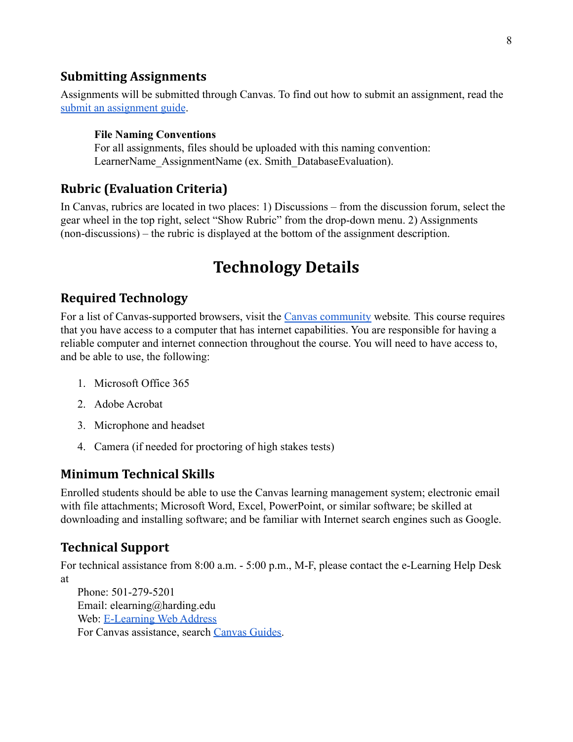## Submitting Assignments

Assignments will be submitted through Canvas. To find out how to submit an assignment, read the submit an assignment guide.

**File Naming Conventions**
For all assignments, files should be uploaded with this naming convention: LearnerName_AssignmentName (ex. Smith_DatabaseEvaluation).

## Rubric (Evaluation Criteria)

In Canvas, rubrics are located in two places: 1) Discussions – from the discussion forum, select the gear wheel in the top right, select "Show Rubric" from the drop-down menu. 2) Assignments (non-discussions) – the rubric is displayed at the bottom of the assignment description.

# Technology Details

## Required Technology

For a list of Canvas-supported browsers, visit the Canvas community website. This course requires that you have access to a computer that has internet capabilities. You are responsible for having a reliable computer and internet connection throughout the course. You will need to have access to, and be able to use, the following:

1. Microsoft Office 365
2. Adobe Acrobat
3. Microphone and headset
4. Camera (if needed for proctoring of high stakes tests)

## Minimum Technical Skills

Enrolled students should be able to use the Canvas learning management system; electronic email with file attachments; Microsoft Word, Excel, PowerPoint, or similar software; be skilled at downloading and installing software; and be familiar with Internet search engines such as Google.

## Technical Support

For technical assistance from 8:00 a.m. - 5:00 p.m., M-F, please contact the e-Learning Help Desk at

Phone: 501-279-5201
Email: elearning@harding.edu
Web: E-Learning Web Address
For Canvas assistance, search Canvas Guides.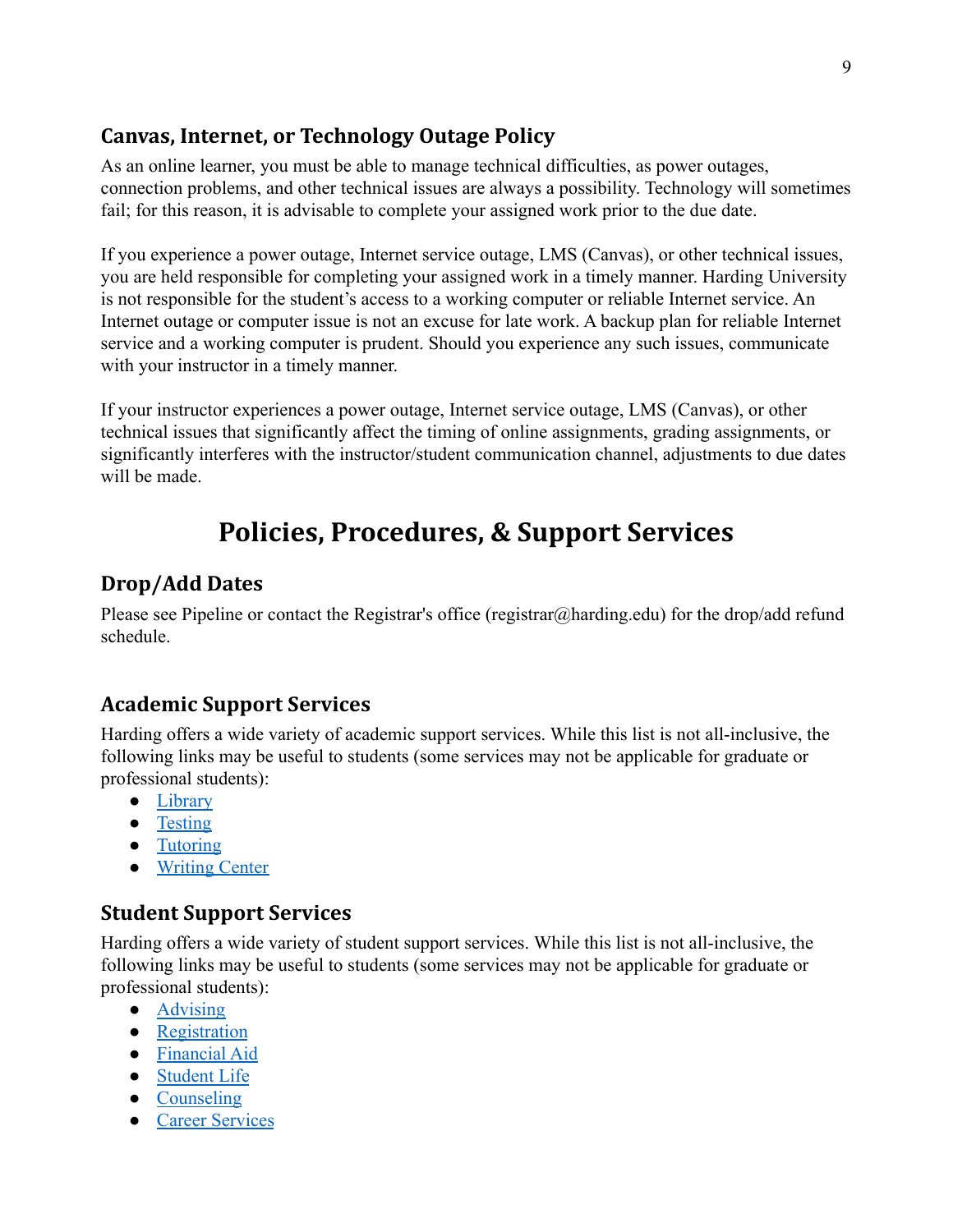### Canvas, Internet, or Technology Outage Policy

As an online learner, you must be able to manage technical difficulties, as power outages, connection problems, and other technical issues are always a possibility. Technology will sometimes fail; for this reason, it is advisable to complete your assigned work prior to the due date.

If you experience a power outage, Internet service outage, LMS (Canvas), or other technical issues, you are held responsible for completing your assigned work in a timely manner. Harding University is not responsible for the student's access to a working computer or reliable Internet service. An Internet outage or computer issue is not an excuse for late work. A backup plan for reliable Internet service and a working computer is prudent. Should you experience any such issues, communicate with your instructor in a timely manner.

If your instructor experiences a power outage, Internet service outage, LMS (Canvas), or other technical issues that significantly affect the timing of online assignments, grading assignments, or significantly interferes with the instructor/student communication channel, adjustments to due dates will be made.

## Policies, Procedures, & Support Services

### Drop/Add Dates

Please see Pipeline or contact the Registrar's office (registrar@harding.edu) for the drop/add refund schedule.

### Academic Support Services

Harding offers a wide variety of academic support services. While this list is not all-inclusive, the following links may be useful to students (some services may not be applicable for graduate or professional students):

- Library
- Testing
- Tutoring
- Writing Center

### Student Support Services

Harding offers a wide variety of student support services. While this list is not all-inclusive, the following links may be useful to students (some services may not be applicable for graduate or professional students):

- Advising
- Registration
- Financial Aid
- Student Life
- Counseling
- Career Services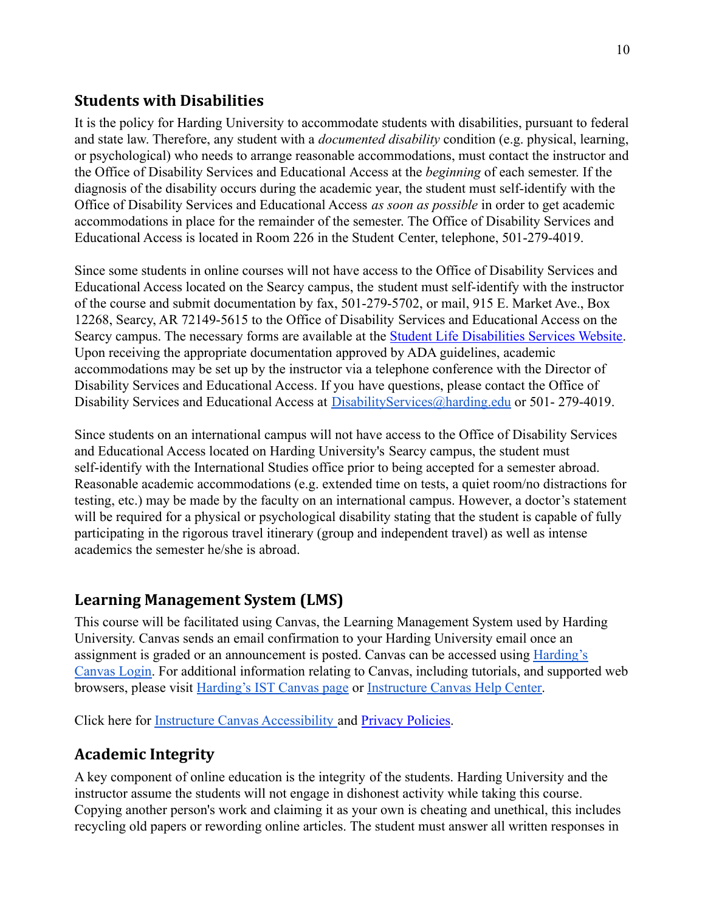## Students with Disabilities

It is the policy for Harding University to accommodate students with disabilities, pursuant to federal and state law. Therefore, any student with a *documented disability* condition (e.g. physical, learning, or psychological) who needs to arrange reasonable accommodations, must contact the instructor and the Office of Disability Services and Educational Access at the *beginning* of each semester. If the diagnosis of the disability occurs during the academic year, the student must self-identify with the Office of Disability Services and Educational Access *as soon as possible* in order to get academic accommodations in place for the remainder of the semester. The Office of Disability Services and Educational Access is located in Room 226 in the Student Center, telephone, 501-279-4019.

Since some students in online courses will not have access to the Office of Disability Services and Educational Access located on the Searcy campus, the student must self-identify with the instructor of the course and submit documentation by fax, 501-279-5702, or mail, 915 E. Market Ave., Box 12268, Searcy, AR 72149-5615 to the Office of Disability Services and Educational Access on the Searcy campus. The necessary forms are available at the [Student Life Disabilities Services Website](). Upon receiving the appropriate documentation approved by ADA guidelines, academic accommodations may be set up by the instructor via a telephone conference with the Director of Disability Services and Educational Access. If you have questions, please contact the Office of Disability Services and Educational Access at [DisabilityServices@harding.edu]() or 501- 279-4019.

Since students on an international campus will not have access to the Office of Disability Services and Educational Access located on Harding University's Searcy campus, the student must self-identify with the International Studies office prior to being accepted for a semester abroad. Reasonable academic accommodations (e.g. extended time on tests, a quiet room/no distractions for testing, etc.) may be made by the faculty on an international campus. However, a doctor's statement will be required for a physical or psychological disability stating that the student is capable of fully participating in the rigorous travel itinerary (group and independent travel) as well as intense academics the semester he/she is abroad.

## Learning Management System (LMS)

This course will be facilitated using Canvas, the Learning Management System used by Harding University. Canvas sends an email confirmation to your Harding University email once an assignment is graded or an announcement is posted. Canvas can be accessed using [Harding's Canvas Login](). For additional information relating to Canvas, including tutorials, and supported web browsers, please visit [Harding's IST Canvas page]() or [Instructure Canvas Help Center]().

Click here for [Instructure Canvas Accessibility]() and [Privacy Policies]().

## Academic Integrity

A key component of online education is the integrity of the students. Harding University and the instructor assume the students will not engage in dishonest activity while taking this course. Copying another person's work and claiming it as your own is cheating and unethical, this includes recycling old papers or rewording online articles. The student must answer all written responses in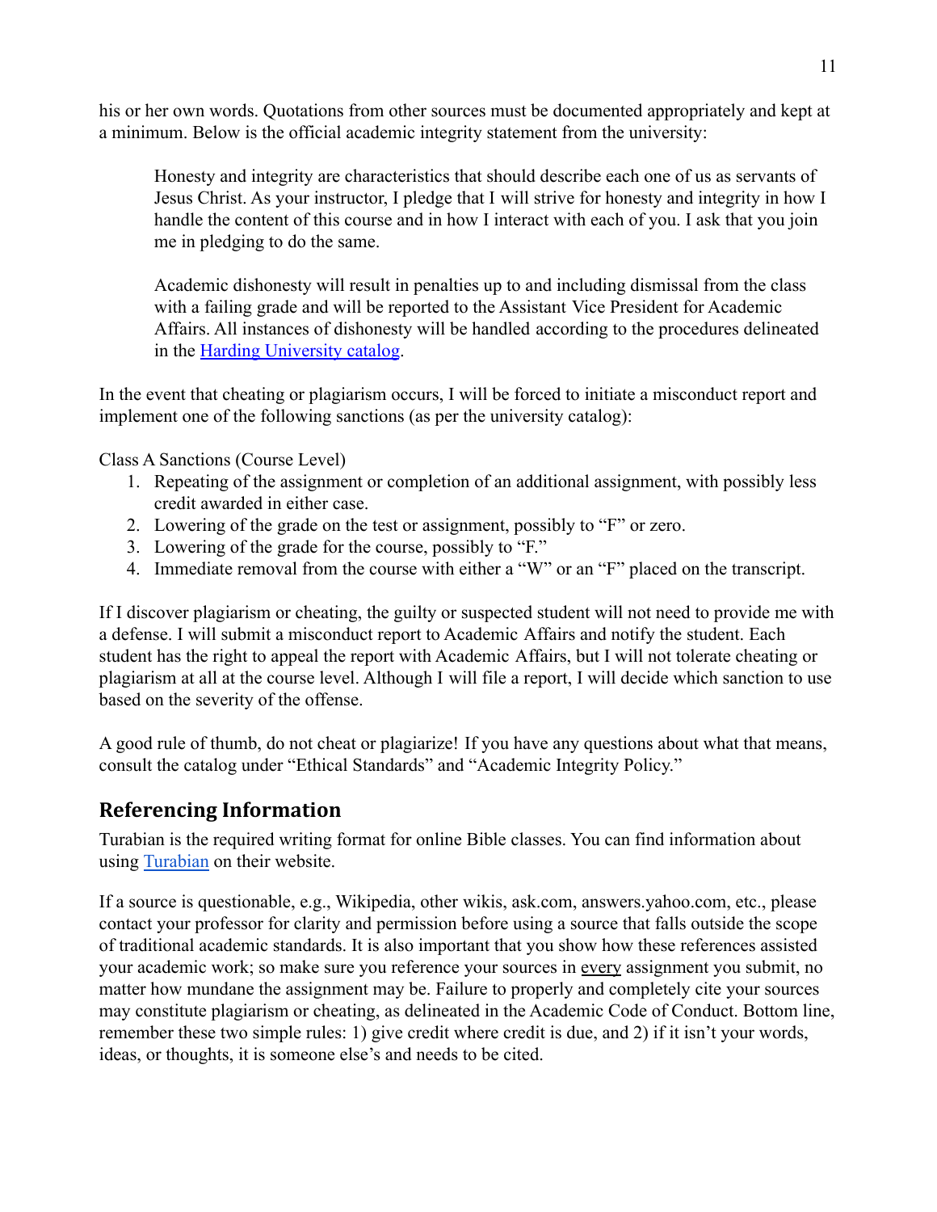his or her own words. Quotations from other sources must be documented appropriately and kept at a minimum. Below is the official academic integrity statement from the university:

> Honesty and integrity are characteristics that should describe each one of us as servants of Jesus Christ. As your instructor, I pledge that I will strive for honesty and integrity in how I handle the content of this course and in how I interact with each of you. I ask that you join me in pledging to do the same.
>
> Academic dishonesty will result in penalties up to and including dismissal from the class with a failing grade and will be reported to the Assistant Vice President for Academic Affairs. All instances of dishonesty will be handled according to the procedures delineated in the Harding University catalog.

In the event that cheating or plagiarism occurs, I will be forced to initiate a misconduct report and implement one of the following sanctions (as per the university catalog):

Class A Sanctions (Course Level)

1. Repeating of the assignment or completion of an additional assignment, with possibly less credit awarded in either case.
2. Lowering of the grade on the test or assignment, possibly to "F" or zero.
3. Lowering of the grade for the course, possibly to "F."
4. Immediate removal from the course with either a "W" or an "F" placed on the transcript.

If I discover plagiarism or cheating, the guilty or suspected student will not need to provide me with a defense. I will submit a misconduct report to Academic Affairs and notify the student. Each student has the right to appeal the report with Academic Affairs, but I will not tolerate cheating or plagiarism at all at the course level. Although I will file a report, I will decide which sanction to use based on the severity of the offense.

A good rule of thumb, do not cheat or plagiarize! If you have any questions about what that means, consult the catalog under "Ethical Standards" and "Academic Integrity Policy."

## Referencing Information

Turabian is the required writing format for online Bible classes. You can find information about using Turabian on their website.

If a source is questionable, e.g., Wikipedia, other wikis, ask.com, answers.yahoo.com, etc., please contact your professor for clarity and permission before using a source that falls outside the scope of traditional academic standards. It is also important that you show how these references assisted your academic work; so make sure you reference your sources in every assignment you submit, no matter how mundane the assignment may be. Failure to properly and completely cite your sources may constitute plagiarism or cheating, as delineated in the Academic Code of Conduct. Bottom line, remember these two simple rules: 1) give credit where credit is due, and 2) if it isn't your words, ideas, or thoughts, it is someone else's and needs to be cited.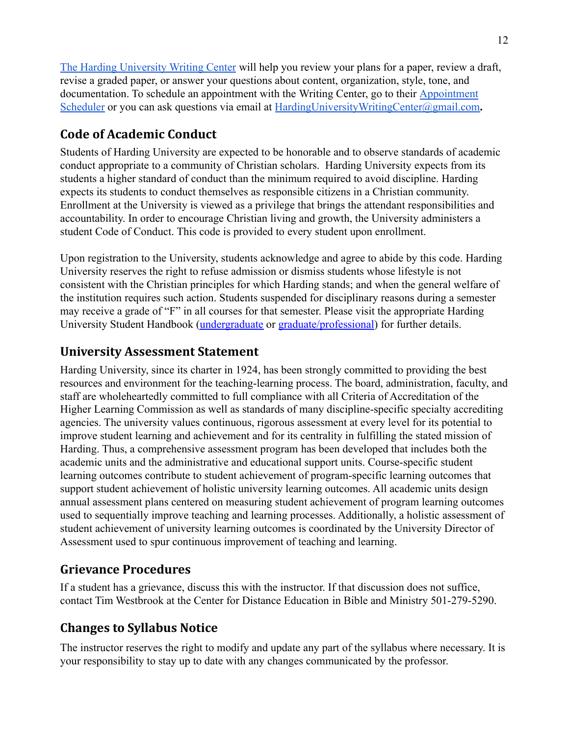The Harding University Writing Center will help you review your plans for a paper, review a draft, revise a graded paper, or answer your questions about content, organization, style, tone, and documentation. To schedule an appointment with the Writing Center, go to their Appointment Scheduler or you can ask questions via email at HardingUniversityWritingCenter@gmail.com**.**

## Code of Academic Conduct

Students of Harding University are expected to be honorable and to observe standards of academic conduct appropriate to a community of Christian scholars. Harding University expects from its students a higher standard of conduct than the minimum required to avoid discipline. Harding expects its students to conduct themselves as responsible citizens in a Christian community. Enrollment at the University is viewed as a privilege that brings the attendant responsibilities and accountability. In order to encourage Christian living and growth, the University administers a student Code of Conduct. This code is provided to every student upon enrollment.

Upon registration to the University, students acknowledge and agree to abide by this code. Harding University reserves the right to refuse admission or dismiss students whose lifestyle is not consistent with the Christian principles for which Harding stands; and when the general welfare of the institution requires such action. Students suspended for disciplinary reasons during a semester may receive a grade of "F" in all courses for that semester. Please visit the appropriate Harding University Student Handbook (undergraduate or graduate/professional) for further details.

## University Assessment Statement

Harding University, since its charter in 1924, has been strongly committed to providing the best resources and environment for the teaching-learning process. The board, administration, faculty, and staff are wholeheartedly committed to full compliance with all Criteria of Accreditation of the Higher Learning Commission as well as standards of many discipline-specific specialty accrediting agencies. The university values continuous, rigorous assessment at every level for its potential to improve student learning and achievement and for its centrality in fulfilling the stated mission of Harding. Thus, a comprehensive assessment program has been developed that includes both the academic units and the administrative and educational support units. Course-specific student learning outcomes contribute to student achievement of program-specific learning outcomes that support student achievement of holistic university learning outcomes. All academic units design annual assessment plans centered on measuring student achievement of program learning outcomes used to sequentially improve teaching and learning processes. Additionally, a holistic assessment of student achievement of university learning outcomes is coordinated by the University Director of Assessment used to spur continuous improvement of teaching and learning.

## Grievance Procedures

If a student has a grievance, discuss this with the instructor. If that discussion does not suffice, contact Tim Westbrook at the Center for Distance Education in Bible and Ministry 501-279-5290.

## Changes to Syllabus Notice

The instructor reserves the right to modify and update any part of the syllabus where necessary. It is your responsibility to stay up to date with any changes communicated by the professor.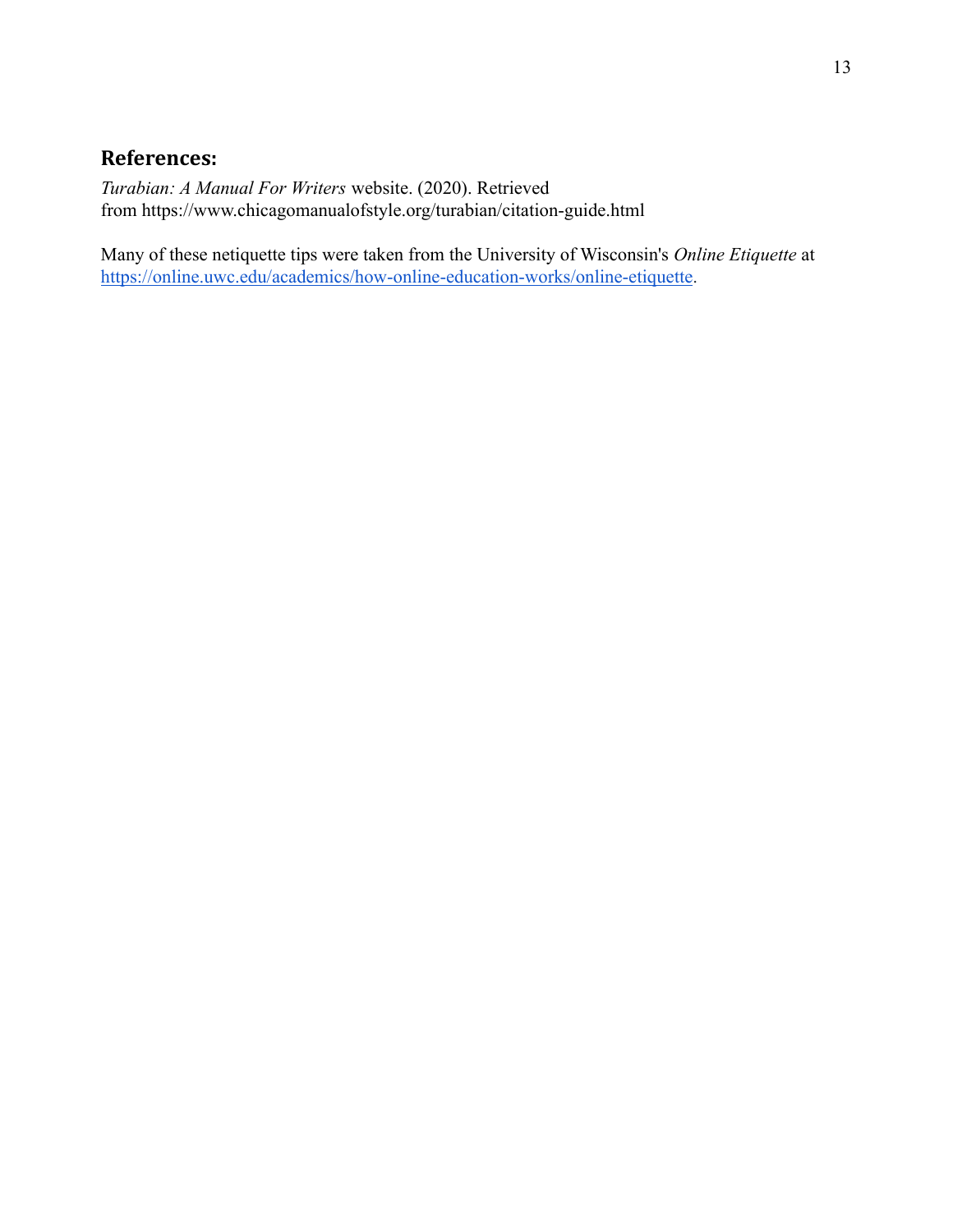## References:

*Turabian: A Manual For Writers* website. (2020). Retrieved from https://www.chicagomanualofstyle.org/turabian/citation-guide.html

Many of these netiquette tips were taken from the University of Wisconsin's *Online Etiquette* at https://online.uwc.edu/academics/how-online-education-works/online-etiquette.